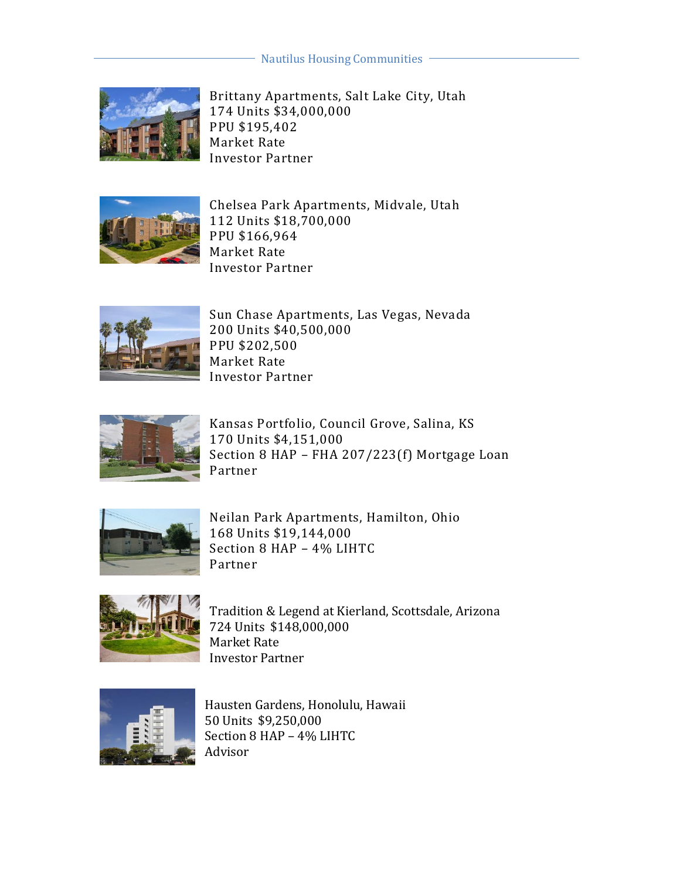Nautilus Housing Communities

Brittany Apartments, Salt Lake City, Utah
174 Units $34,000,000
PPU $195,402
Market Rate
Investor Partner

Chelsea Park Apartments, Midvale, Utah
112 Units $18,700,000
PPU $166,964
Market Rate
Investor Partner

Sun Chase Apartments, Las Vegas, Nevada
200 Units $40,500,000
PPU $202,500
Market Rate
Investor Partner

Kansas Portfolio, Council Grove, Salina, KS
170 Units $4,151,000
Section 8 HAP – FHA 207/223(f) Mortgage Loan
Partner

Neilan Park Apartments, Hamilton, Ohio
168 Units $19,144,000
Section 8 HAP – 4% LIHTC
Partner

Tradition & Legend at Kierland, Scottsdale, Arizona
724 Units $148,000,000
Market Rate
Investor Partner

Hausten Gardens, Honolulu, Hawaii
50 Units $9,250,000
Section 8 HAP – 4% LIHTC
Advisor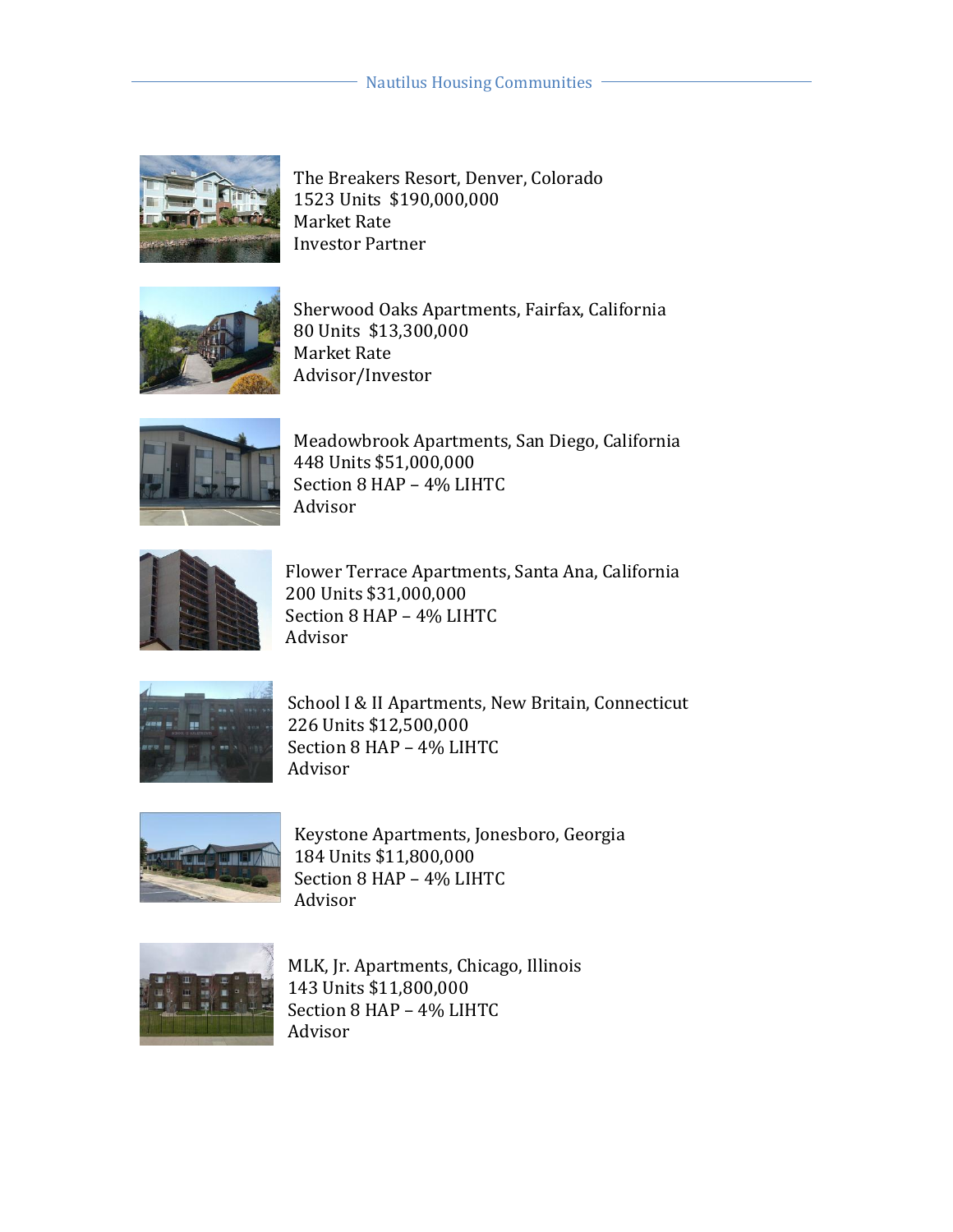The Breakers Resort, Denver, Colorado
1523 Units  $190,000,000
Market Rate
Investor Partner

Sherwood Oaks Apartments, Fairfax, California
80 Units  $13,300,000
Market Rate
Advisor/Investor

Meadowbrook Apartments, San Diego, California
448 Units $51,000,000
Section 8 HAP – 4% LIHTC
Advisor

Flower Terrace Apartments, Santa Ana, California
200 Units $31,000,000
Section 8 HAP – 4% LIHTC
Advisor

School I & II Apartments, New Britain, Connecticut
226 Units $12,500,000
Section 8 HAP – 4% LIHTC
Advisor

Keystone Apartments, Jonesboro, Georgia
184 Units $11,800,000
Section 8 HAP – 4% LIHTC
Advisor

MLK, Jr. Apartments, Chicago, Illinois
143 Units $11,800,000
Section 8 HAP – 4% LIHTC
Advisor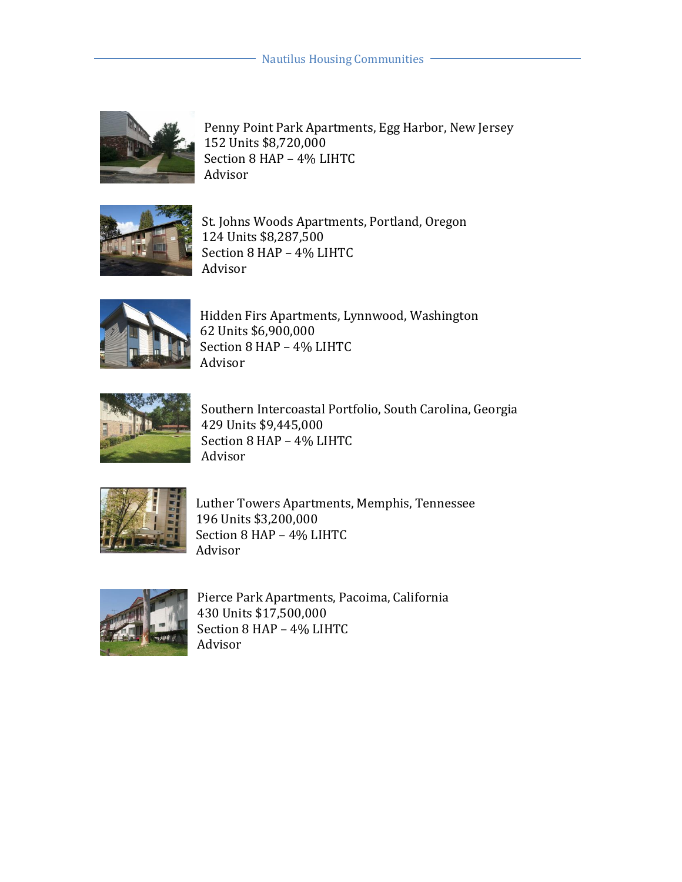Penny Point Park Apartments, Egg Harbor, New Jersey
152 Units $8,720,000
Section 8 HAP – 4% LIHTC
Advisor

St. Johns Woods Apartments, Portland, Oregon
124 Units $8,287,500
Section 8 HAP – 4% LIHTC
Advisor

Hidden Firs Apartments, Lynnwood, Washington
62 Units $6,900,000
Section 8 HAP – 4% LIHTC
Advisor

Southern Intercoastal Portfolio, South Carolina, Georgia
429 Units $9,445,000
Section 8 HAP – 4% LIHTC
Advisor

Luther Towers Apartments, Memphis, Tennessee
196 Units $3,200,000
Section 8 HAP – 4% LIHTC
Advisor

Pierce Park Apartments, Pacoima, California
430 Units $17,500,000
Section 8 HAP – 4% LIHTC
Advisor